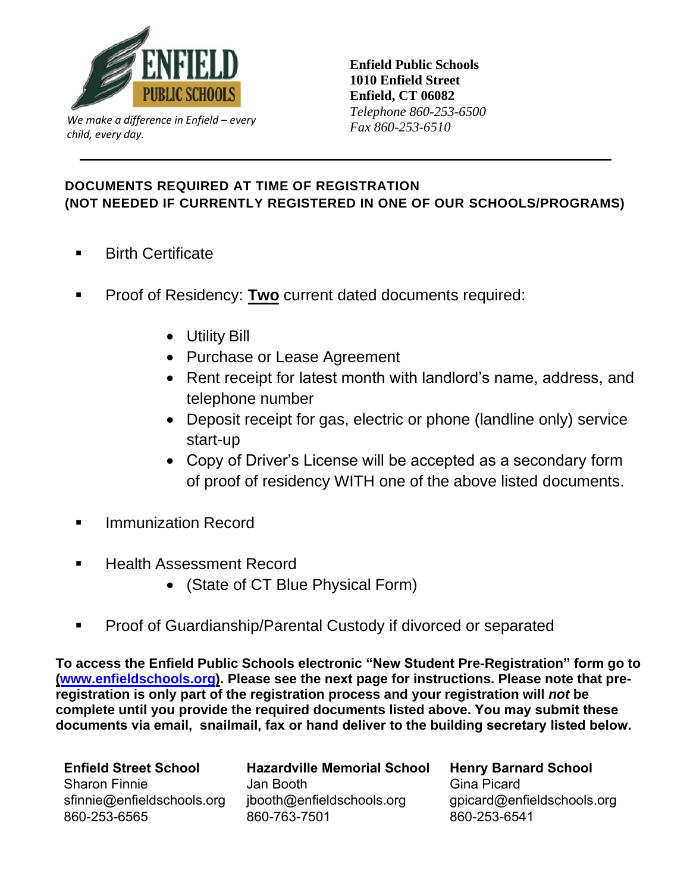ENFIELD PUBLIC SCHOOLS

*We make a difference in Enfield – every child, every day.*

**Enfield Public Schools**
**1010 Enfield Street**
**Enfield, CT 06082**
*Telephone 860-253-6500*
*Fax 860-253-6510*

---

## DOCUMENTS REQUIRED AT TIME OF REGISTRATION
## (NOT NEEDED IF CURRENTLY REGISTERED IN ONE OF OUR SCHOOLS/PROGRAMS)

- Birth Certificate
- Proof of Residency: **Two** current dated documents required:
  - Utility Bill
  - Purchase or Lease Agreement
  - Rent receipt for latest month with landlord's name, address, and telephone number
  - Deposit receipt for gas, electric or phone (landline only) service start-up
  - Copy of Driver's License will be accepted as a secondary form of proof of residency WITH one of the above listed documents.
- Immunization Record
- Health Assessment Record
  - (State of CT Blue Physical Form)
- Proof of Guardianship/Parental Custody if divorced or separated

**To access the Enfield Public Schools electronic "New Student Pre-Registration" form go to (www.enfieldschools.org). Please see the next page for instructions. Please note that pre-registration is only part of the registration process and your registration will *not* be complete until you provide the required documents listed above. You may submit these documents via email, snailmail, fax or hand deliver to the building secretary listed below.**

**Enfield Street School**
Sharon Finnie
sfinnie@enfieldschools.org
860-253-6565

**Hazardville Memorial School**
Jan Booth
jbooth@enfieldschools.org
860-763-7501

**Henry Barnard School**
Gina Picard
gpicard@enfieldschools.org
860-253-6541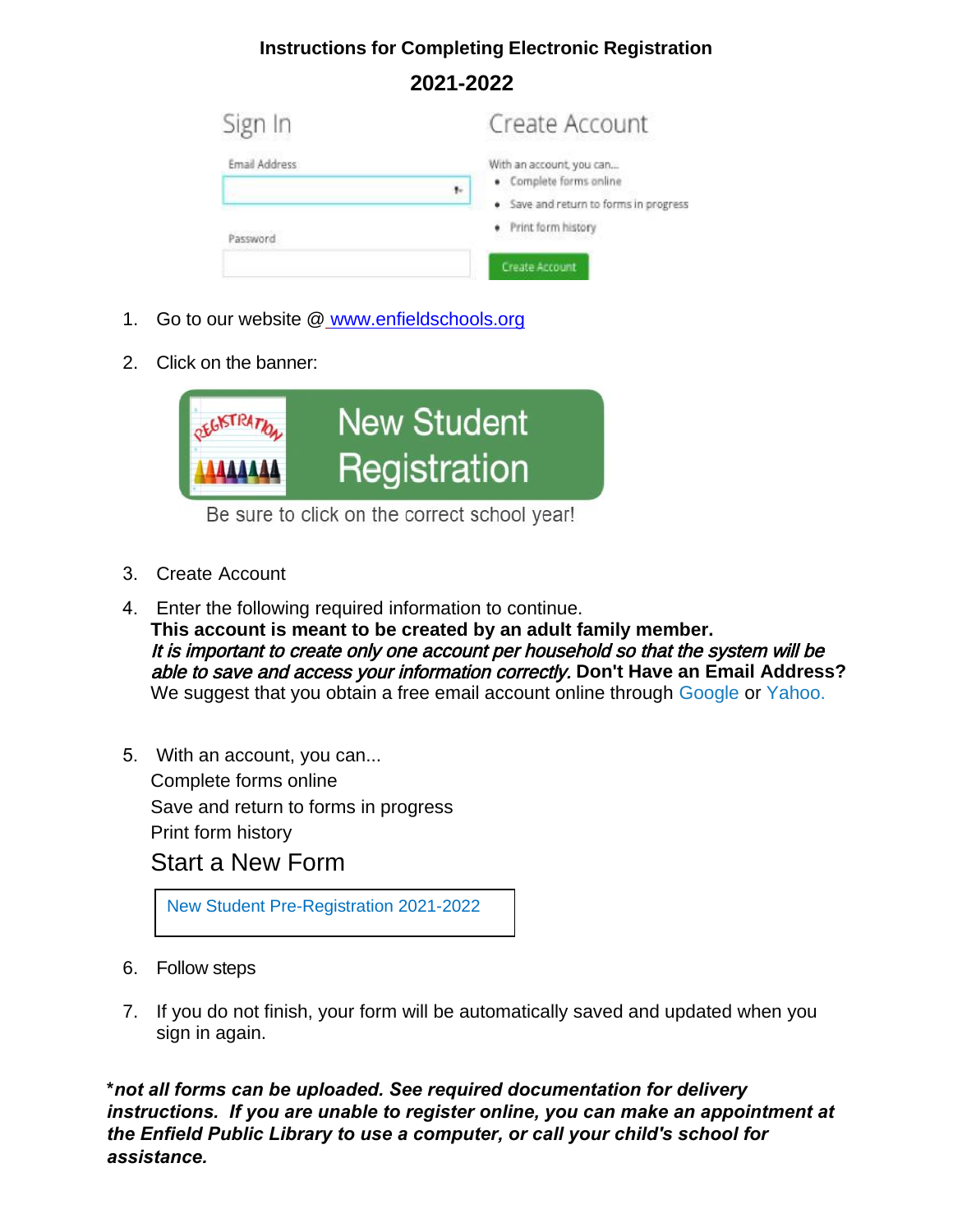**Instructions for Completing Electronic Registration**

**2021-2022**

Sign In

Email Address

Password

Create Account

With an account, you can...

- Complete forms online
- Save and return to forms in progress
- Print form history

Create Account

1. Go to our website @ www.enfieldschools.org

2. Click on the banner:

REGISTRATION

New Student Registration

Be sure to click on the correct school year!

3. Create Account

4. Enter the following required information to continue.
**This account is meant to be created by an adult family member.**
***It is important to create only one account per household so that the system will be able to save and access your information correctly.*** **Don't Have an Email Address?** We suggest that you obtain a free email account online through Google or Yahoo.

5. With an account, you can...
Complete forms online
Save and return to forms in progress
Print form history

   Start a New Form

   New Student Pre-Registration 2021-2022

6. Follow steps

7. If you do not finish, your form will be automatically saved and updated when you sign in again.

**\****not all forms can be uploaded. See required documentation for delivery instructions. If you are unable to register online, you can make an appointment at the Enfield Public Library to use a computer, or call your child's school for assistance.***